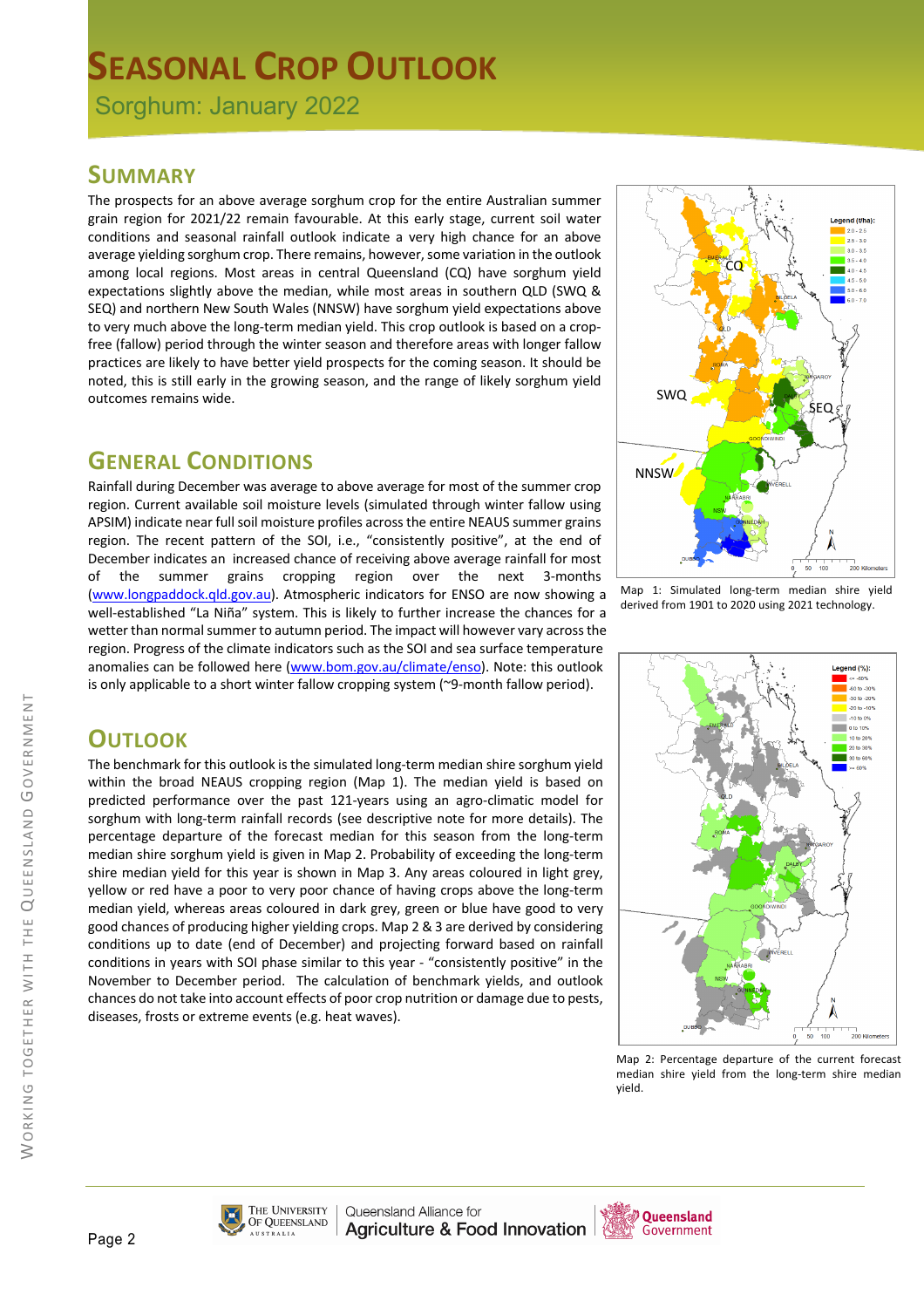# SEASONAL CROP OUTLOOK

## Sorghum: January 2022

## SUMMARY

The prospects for an above average sorghum crop for the entire Australian summer grain region for 2021/22 remain favourable. At this early stage, current soil water conditions and seasonal rainfall outlook indicate a very high chance for an above average yielding sorghum crop. There remains, however, some variation in the outlook among local regions. Most areas in central Queensland (CQ) have sorghum yield expectations slightly above the median, while most areas in southern QLD (SWQ & SEQ) and northern New South Wales (NNSW) have sorghum yield expectations above to very much above the long-term median yield. This crop outlook is based on a crop-free (fallow) period through the winter season and therefore areas with longer fallow practices are likely to have better yield prospects for the coming season. It should be noted, this is still early in the growing season, and the range of likely sorghum yield outcomes remains wide.

## GENERAL CONDITIONS

Rainfall during December was average to above average for most of the summer crop region. Current available soil moisture levels (simulated through winter fallow using APSIM) indicate near full soil moisture profiles across the entire NEAUS summer grains region. The recent pattern of the SOI, i.e., "consistently positive", at the end of December indicates an increased chance of receiving above average rainfall for most of the summer grains cropping region over the next 3-months (www.longpaddock.qld.gov.au). Atmospheric indicators for ENSO are now showing a well-established "La Niña" system. This is likely to further increase the chances for a wetter than normal summer to autumn period. The impact will however vary across the region. Progress of the climate indicators such as the SOI and sea surface temperature anomalies can be followed here (www.bom.gov.au/climate/enso). Note: this outlook is only applicable to a short winter fallow cropping system (~9-month fallow period).

## OUTLOOK

The benchmark for this outlook is the simulated long-term median shire sorghum yield within the broad NEAUS cropping region (Map 1). The median yield is based on predicted performance over the past 121-years using an agro-climatic model for sorghum with long-term rainfall records (see descriptive note for more details). The percentage departure of the forecast median for this season from the long-term median shire sorghum yield is given in Map 2. Probability of exceeding the long-term shire median yield for this year is shown in Map 3. Any areas coloured in light grey, yellow or red have a poor to very poor chance of having crops above the long-term median yield, whereas areas coloured in dark grey, green or blue have good to very good chances of producing higher yielding crops. Map 2 & 3 are derived by considering conditions up to date (end of December) and projecting forward based on rainfall conditions in years with SOI phase similar to this year - "consistently positive" in the November to December period. The calculation of benchmark yields, and outlook chances do not take into account effects of poor crop nutrition or damage due to pests, diseases, frosts or extreme events (e.g. heat waves).

Map 1: Simulated long-term median shire yield derived from 1901 to 2020 using 2021 technology.

Map 2: Percentage departure of the current forecast median shire yield from the long-term shire median yield.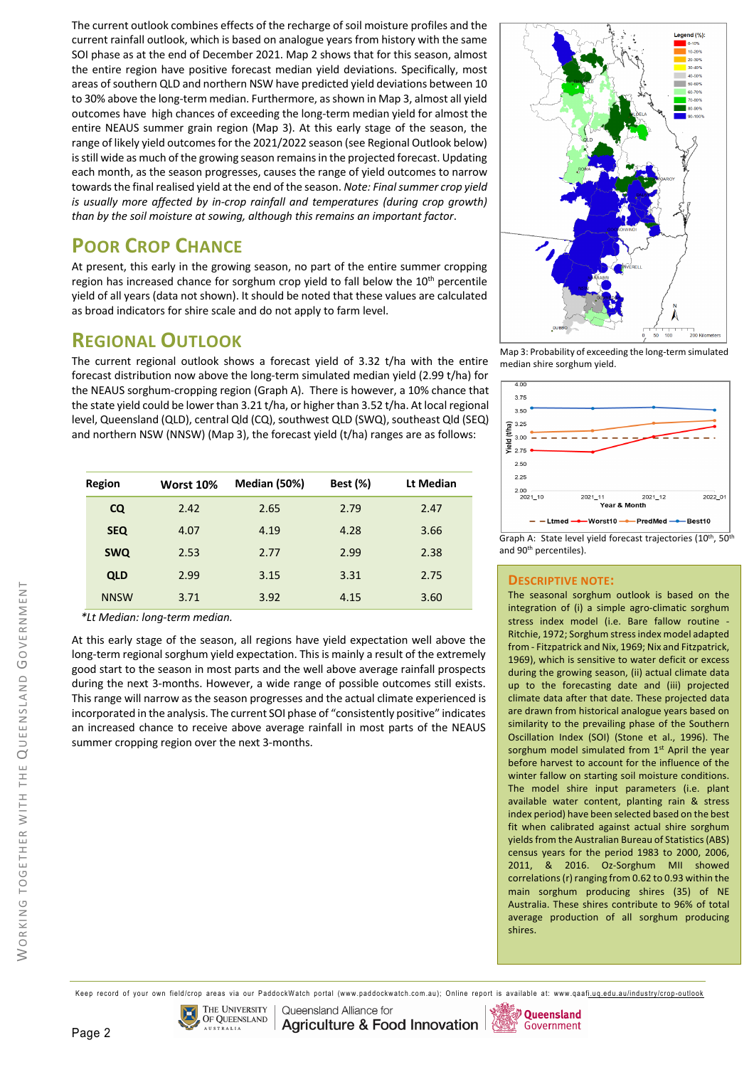The current outlook combines effects of the recharge of soil moisture profiles and the current rainfall outlook, which is based on analogue years from history with the same SOI phase as at the end of December 2021. Map 2 shows that for this season, almost the entire region have positive forecast median yield deviations. Specifically, most areas of southern QLD and northern NSW have predicted yield deviations between 10 to 30% above the long-term median. Furthermore, as shown in Map 3, almost all yield outcomes have high chances of exceeding the long-term median yield for almost the entire NEAUS summer grain region (Map 3). At this early stage of the season, the range of likely yield outcomes for the 2021/2022 season (see Regional Outlook below) is still wide as much of the growing season remains in the projected forecast. Updating each month, as the season progresses, causes the range of yield outcomes to narrow towards the final realised yield at the end of the season. *Note: Final summer crop yield is usually more affected by in-crop rainfall and temperatures (during crop growth) than by the soil moisture at sowing, although this remains an important factor*.

## Poor Crop Chance

At present, this early in the growing season, no part of the entire summer cropping region has increased chance for sorghum crop yield to fall below the 10th percentile yield of all years (data not shown). It should be noted that these values are calculated as broad indicators for shire scale and do not apply to farm level.

## Regional Outlook

The current regional outlook shows a forecast yield of 3.32 t/ha with the entire forecast distribution now above the long-term simulated median yield (2.99 t/ha) for the NEAUS sorghum-cropping region (Graph A). There is however, a 10% chance that the state yield could be lower than 3.21 t/ha, or higher than 3.52 t/ha. At local regional level, Queensland (QLD), central Qld (CQ), southwest QLD (SWQ), southeast Qld (SEQ) and northern NSW (NNSW) (Map 3), the forecast yield (t/ha) ranges are as follows:

| Region | Worst 10% | Median (50%) | Best (%) | Lt Median |
|---|---|---|---|---|
| CQ | 2.42 | 2.65 | 2.79 | 2.47 |
| SEQ | 4.07 | 4.19 | 4.28 | 3.66 |
| SWQ | 2.53 | 2.77 | 2.99 | 2.38 |
| QLD | 2.99 | 3.15 | 3.31 | 2.75 |
| NNSW | 3.71 | 3.92 | 4.15 | 3.60 |

**Lt Median: long-term median.*

At this early stage of the season, all regions have yield expectation well above the long-term regional sorghum yield expectation. This is mainly a result of the extremely good start to the season in most parts and the well above average rainfall prospects during the next 3-months. However, a wide range of possible outcomes still exists. This range will narrow as the season progresses and the actual climate experienced is incorporated in the analysis. The current SOI phase of "consistently positive" indicates an increased chance to receive above average rainfall in most parts of the NEAUS summer cropping region over the next 3-months.

Legend (%): 0-10%, 10-20%, 20-30%, 30-40%, 40-50%, 50-60%, 60-70%, 70-80%, 80-90%, 90-100%

QLD, ROMA, EMERALD, BILOELA, KINGAROY, GOONDIWINDI, INVERELL, NARRABRI, DUBBO

0 50 100 200 Kilometers

Map 3: Probability of exceeding the long-term simulated median shire sorghum yield.

Yield (t/ha)
4.00
3.75
3.50
3.25
3.00
2.75
2.50
2.25
2.00
2021_10 2021_11 2021_12 2022_01
Year & Month
Ltmed Worst10 PredMed Best10

Graph A: State level yield forecast trajectories (10th, 50th and 90th percentiles).

### Descriptive Note:

The seasonal sorghum outlook is based on the integration of (i) a simple agro-climatic sorghum stress index model (i.e. Bare fallow routine - Ritchie, 1972; Sorghum stress index model adapted from - Fitzpatrick and Nix, 1969; Nix and Fitzpatrick, 1969), which is sensitive to water deficit or excess during the growing season, (ii) actual climate data up to the forecasting date and (iii) projected climate data after that date. These projected data are drawn from historical analogue years based on similarity to the prevailing phase of the Southern Oscillation Index (SOI) (Stone et al., 1996). The sorghum model simulated from 1st April the year before harvest to account for the influence of the winter fallow on starting soil moisture conditions. The model shire input parameters (i.e. plant available water content, planting rain & stress index period) have been selected based on the best fit when calibrated against actual shire sorghum yields from the Australian Bureau of Statistics (ABS) census years for the period 1983 to 2000, 2006, 2011, & 2016. Oz-Sorghum MII showed correlations (r) ranging from 0.62 to 0.93 within the main sorghum producing shires (35) of NE Australia. These shires contribute to 96% of total average production of all sorghum producing shires.

Keep record of your own field/crop areas via our PaddockWatch portal (www.paddockwatch.com.au); Online report is available at: www.qaafi.uq.edu.au/industry/crop-outlook